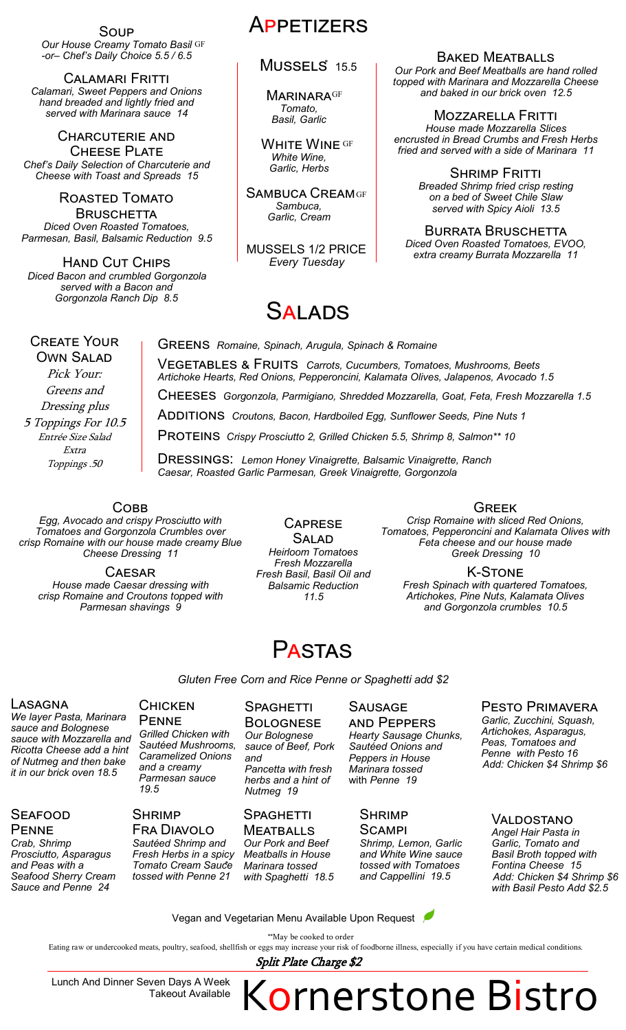## Appetizers

### Soup
*Our House Creamy Tomato Basil GF -or– Chef's Daily Choice 5.5 / 6.5*

### Calamari Fritti
*Calamari, Sweet Peppers and Onions hand breaded and lightly fried and served with Marinara sauce 14*

### Charcuterie and Cheese Plate
*Chef's Daily Selection of Charcuterie and Cheese with Toast and Spreads 15*

### Roasted Tomato Bruschetta
*Diced Oven Roasted Tomatoes, Parmesan, Basil, Balsamic Reduction 9.5*

### Hand Cut Chips
*Diced Bacon and crumbled Gorgonzola served with a Bacon and Gorgonzola Ranch Dip 8.5*

### Mussels* 15.5

**Marinara** GF
*Tomato, Basil, Garlic*

**White Wine** GF
*White Wine, Garlic, Herbs*

**Sambuca Cream** GF
*Sambuca, Garlic, Cream*

MUSSELS 1/2 PRICE
*Every Tuesday*

### Baked Meatballs
*Our Pork and Beef Meatballs are hand rolled topped with Marinara and Mozzarella Cheese and baked in our brick oven 12.5*

### Mozzarella Fritti
*House made Mozzarella Slices encrusted in Bread Crumbs and Fresh Herbs fried and served with a side of Marinara 11*

### Shrimp Fritti
*Breaded Shrimp fried crisp resting on a bed of Sweet Chile Slaw served with Spicy Aioli 13.5*

### Burrata Bruschetta
*Diced Oven Roasted Tomatoes, EVOO, extra creamy Burrata Mozzarella 11*

## Salads

### Create Your Own Salad
*Pick Your: Greens and Dressing plus 5 Toppings For 10.5*
*Entrée Size Salad Extra Toppings .50*

**Greens** *Romaine, Spinach, Arugula, Spinach & Romaine*

**Vegetables & Fruits** *Carrots, Cucumbers, Tomatoes, Mushrooms, Beets Artichoke Hearts, Red Onions, Pepperoncini, Kalamata Olives, Jalapenos, Avocado 1.5*

**Cheeses** *Gorgonzola, Parmigiano, Shredded Mozzarella, Goat, Feta, Fresh Mozzarella 1.5*

**Additions** *Croutons, Bacon, Hardboiled Egg, Sunflower Seeds, Pine Nuts 1*

**Proteins** *Crispy Prosciutto 2, Grilled Chicken 5.5, Shrimp 8, Salmon** 10*

**Dressings:** *Lemon Honey Vinaigrette, Balsamic Vinaigrette, Ranch Caesar, Roasted Garlic Parmesan, Greek Vinaigrette, Gorgonzola*

### Cobb
*Egg, Avocado and crispy Prosciutto with Tomatoes and Gorgonzola Crumbles over crisp Romaine with our house made creamy Blue Cheese Dressing 11*

### Caesar
*House made Caesar dressing with crisp Romaine and Croutons topped with Parmesan shavings 9*

### Caprese Salad
*Heirloom Tomatoes Fresh Mozzarella Fresh Basil, Basil Oil and Balsamic Reduction 11.5*

### Greek
*Crisp Romaine with sliced Red Onions, Tomatoes, Pepperoncini and Kalamata Olives with Feta cheese and our house made Greek Dressing 10*

### K-Stone
*Fresh Spinach with quartered Tomatoes, Artichokes, Pine Nuts, Kalamata Olives and Gorgonzola crumbles 10.5*

## Pastas

*Gluten Free Corn and Rice Penne or Spaghetti add $2*

### Lasagna
*We layer Pasta, Marinara sauce and Bolognese sauce with Mozzarella and Ricotta Cheese add a hint of Nutmeg and then bake it in our brick oven 18.5*

### Seafood Penne
*Crab, Shrimp Prosciutto, Asparagus and Peas with a Seafood Sherry Cream Sauce and Penne 24*

### Chicken Penne
*Grilled Chicken with Sautéed Mushrooms, Caramelized Onions and a creamy Parmesan sauce 19.5*

### Shrimp Fra Diavolo
*Sautéed Shrimp and Fresh Herbs in a spicy Tomato Cream Sauce tossed with Penne 21*

### Spaghetti Bolognese
*Our Bolognese sauce of Beef, Pork and Pancetta with fresh herbs and a hint of Nutmeg 19*

### Spaghetti Meatballs
*Our Pork and Beef Meatballs in House Marinara tossed with Spaghetti 18.5*

### Sausage and Peppers
*Hearty Sausage Chunks, Sautéed Onions and Peppers in House Marinara tossed* with *Penne 19*

### Shrimp Scampi
*Shrimp, Lemon, Garlic and White Wine sauce tossed with Tomatoes and Cappellini 19.5*

### Pesto Primavera
*Garlic, Zucchini, Squash, Artichokes, Asparagus, Peas, Tomatoes and Penne with Pesto 16*
*Add: Chicken $4 Shrimp $6*

### Valdostano
*Angel Hair Pasta in Garlic, Tomato and Basil Broth topped with Fontina Cheese 15*
*Add: Chicken $4 Shrimp $6 with Basil Pesto Add $2.5*

Vegan and Vegetarian Menu Available Upon Request

**May be cooked to order

Eating raw or undercooked meats, poultry, seafood, shellfish or eggs may increase your risk of foodborne illness, especially if you have certain medical conditions.

*Split Plate Charge $2*

Lunch And Dinner Seven Days A Week
Takeout Available

# Kornerstone Bistro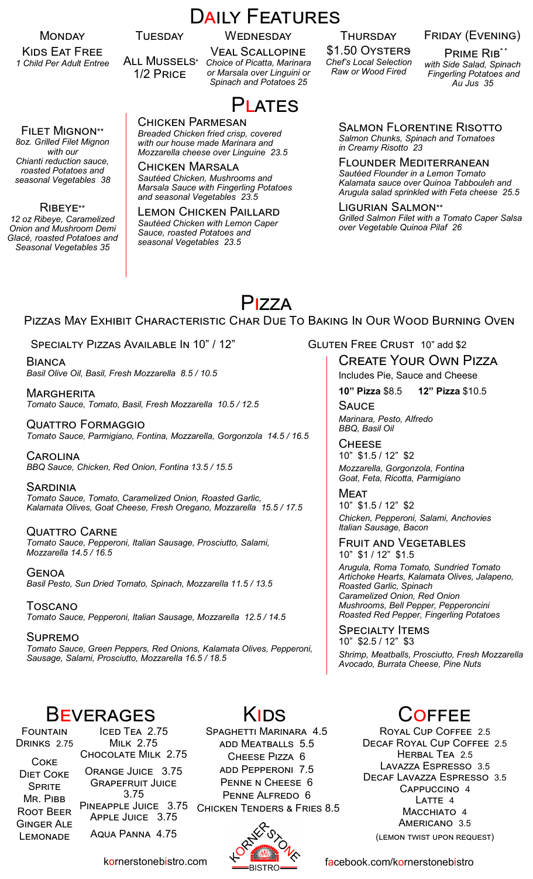# Daily Features

**Monday**
Kids Eat Free
*1 Child Per Adult Entree*

**Tuesday**
All Mussels* 1/2 Price

**Wednesday**
Veal Scallopine
*Choice of Picatta, Marinara or Marsala over Linguini or Spinach and Potatoes 25*

**Thursday**
$1.50 Oysters
*Chef's Local Selection Raw or Wood Fired*

**Friday (Evening)**
Prime Rib**
*with Side Salad, Spinach Fingerling Potatoes and Au Jus 35*

# Plates

**Filet Mignon****
*8oz. Grilled Filet Mignon with our Chianti reduction sauce, roasted Potatoes and seasonal Vegetables 38*

**Ribeye****
*12 oz Ribeye, Caramelized Onion and Mushroom Demi Glacè, roasted Potatoes and Seasonal Vegetables 35*

**Chicken Parmesan**
*Breaded Chicken fried crisp, covered with our house made Marinara and Mozzarella cheese over Linguine 23.5*

**Chicken Marsala**
*Sautéed Chicken, Mushrooms and Marsala Sauce with Fingerling Potatoes and seasonal Vegetables 23.5*

**Lemon Chicken Paillard**
*Sautéed Chicken with Lemon Caper Sauce, roasted Potatoes and seasonal Vegetables 23.5*

**Salmon Florentine Risotto**
*Salmon Chunks, Spinach and Tomatoes in Creamy Risotto 23*

**Flounder Mediterranean**
*Sautéed Flounder in a Lemon Tomato Kalamata sauce over Quinoa Tabbouleh and Arugula salad sprinkled with Feta cheese 25.5*

**Ligurian Salmon****
*Grilled Salmon Filet with a Tomato Caper Salsa over Vegetable Quinoa Pilaf 26*

# Pizza

## Pizzas May Exhibit Characteristic Char Due To Baking In Our Wood Burning Oven

### Specialty Pizzas Available In 10" / 12"

**Bianca**
*Basil Olive Oil, Basil, Fresh Mozzarella 8.5 / 10.5*

**Margherita**
*Tomato Sauce, Tomato, Basil, Fresh Mozzarella 10.5 / 12.5*

**Quattro Formaggio**
*Tomato Sauce, Parmigiano, Fontina, Mozzarella, Gorgonzola 14.5 / 16.5*

**Carolina**
*BBQ Sauce, Chicken, Red Onion, Fontina 13.5 / 15.5*

**Sardinia**
*Tomato Sauce, Tomato, Caramelized Onion, Roasted Garlic, Kalamata Olives, Goat Cheese, Fresh Oregano, Mozzarella 15.5 / 17.5*

**Quattro Carne**
*Tomato Sauce, Pepperoni, Italian Sausage, Prosciutto, Salami, Mozzarella 14.5 / 16.5*

**Genoa**
*Basil Pesto, Sun Dried Tomato, Spinach, Mozzarella 11.5 / 13.5*

**Toscano**
*Tomato Sauce, Pepperoni, Italian Sausage, Mozzarella 12.5 / 14.5*

**Supremo**
*Tomato Sauce, Green Peppers, Red Onions, Kalamata Olives, Pepperoni, Sausage, Salami, Prosciutto, Mozzarella 16.5 / 18.5*

### Gluten Free Crust 10" add $2

### Create Your Own Pizza

Includes Pie, Sauce and Cheese

**10" Pizza** $8.5 **12" Pizza** $10.5

**Sauce**
*Marinara, Pesto, Alfredo BBQ, Basil Oil*

**Cheese**
10" $1.5 / 12" $2
*Mozzarella, Gorgonzola, Fontina Goat, Feta, Ricotta, Parmigiano*

**Meat**
10" $1.5 / 12" $2
*Chicken, Pepperoni, Salami, Anchovies Italian Sausage, Bacon*

**Fruit and Vegetables**
10" $1 / 12" $1.5
*Arugula, Roma Tomato, Sundried Tomato Artichoke Hearts, Kalamata Olives, Jalapeno, Roasted Garlic, Spinach Caramelized Onion, Red Onion Mushrooms, Bell Pepper, Pepperoncini Roasted Red Pepper, Fingerling Potatoes*

**Specialty Items**
10" $2.5 / 12" $3
*Shrimp, Meatballs, Prosciutto, Fresh Mozzarella Avocado, Burrata Cheese, Pine Nuts*

# Beverages

Fountain Drinks 2.75
- Coke
- Diet Coke
- Sprite
- Mr. Pibb
- Root Beer
- Ginger Ale
- Lemonade

Iced Tea 2.75
Milk 2.75
Chocolate Milk 2.75
Orange Juice 3.75
Grapefruit Juice 3.75
Pineapple Juice 3.75
Apple Juice 3.75
Aqua Panna 4.75

# Kids

Spaghetti Marinara 4.5
add Meatballs 5.5
Cheese Pizza 6
add Pepperoni 7.5
Penne n Cheese 6
Penne Alfredo 6
Chicken Tenders & Fries 8.5

# Coffee

Royal Cup Coffee 2.5
Decaf Royal Cup Coffee 2.5
Herbal Tea 2.5
Lavazza Espresso 3.5
Decaf Lavazza Espresso 3.5
Cappuccino 4
Latte 4
Macchiato 4
Americano 3.5
(lemon twist upon request)

kornerstonebistro.com

Kornerstone Bistro

facebook.com/kornerstonebistro